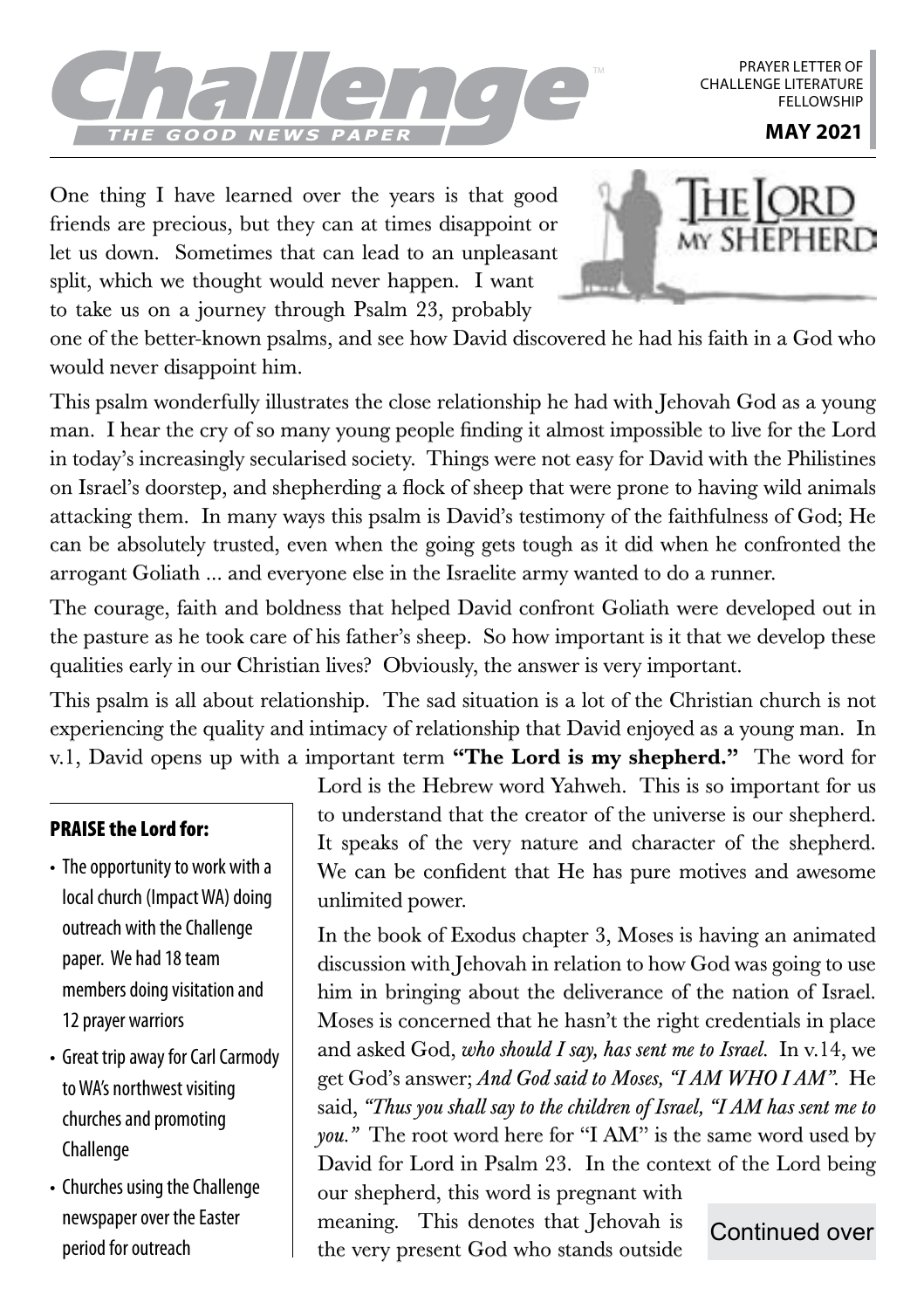# Challenge™

THE GOOD NEWS PAPER

PRAYER LETTER OF CHALLENGE LITERATURE FELLOWSHIP

**MAY 2021**

THE LORD MY SHEPHERD

One thing I have learned over the years is that good friends are precious, but they can at times disappoint or let us down. Sometimes that can lead to an unpleasant split, which we thought would never happen. I want to take us on a journey through Psalm 23, probably one of the better-known psalms, and see how David discovered he had his faith in a God who would never disappoint him.

This psalm wonderfully illustrates the close relationship he had with Jehovah God as a young man. I hear the cry of so many young people finding it almost impossible to live for the Lord in today's increasingly secularised society. Things were not easy for David with the Philistines on Israel's doorstep, and shepherding a flock of sheep that were prone to having wild animals attacking them. In many ways this psalm is David's testimony of the faithfulness of God; He can be absolutely trusted, even when the going gets tough as it did when he confronted the arrogant Goliath ... and everyone else in the Israelite army wanted to do a runner.

The courage, faith and boldness that helped David confront Goliath were developed out in the pasture as he took care of his father's sheep. So how important is it that we develop these qualities early in our Christian lives? Obviously, the answer is very important.

This psalm is all about relationship. The sad situation is a lot of the Christian church is not experiencing the quality and intimacy of relationship that David enjoyed as a young man. In v.1, David opens up with a important term **"The Lord is my shepherd."** The word for Lord is the Hebrew word Yahweh. This is so important for us to understand that the creator of the universe is our shepherd. It speaks of the very nature and character of the shepherd. We can be confident that He has pure motives and awesome unlimited power.

In the book of Exodus chapter 3, Moses is having an animated discussion with Jehovah in relation to how God was going to use him in bringing about the deliverance of the nation of Israel. Moses is concerned that he hasn't the right credentials in place and asked God, *who should I say, has sent me to Israel.* In v.14, we get God's answer; *And God said to Moses, "I AM WHO I AM".* He said, *"Thus you shall say to the children of Israel, "I AM has sent me to you."* The root word here for "I AM" is the same word used by David for Lord in Psalm 23. In the context of the Lord being our shepherd, this word is pregnant with meaning. This denotes that Jehovah is the very present God who stands outside

Continued over

**PRAISE the Lord for:**

- The opportunity to work with a local church (Impact WA) doing outreach with the Challenge paper. We had 18 team members doing visitation and 12 prayer warriors
- Great trip away for Carl Carmody to WA's northwest visiting churches and promoting Challenge
- Churches using the Challenge newspaper over the Easter period for outreach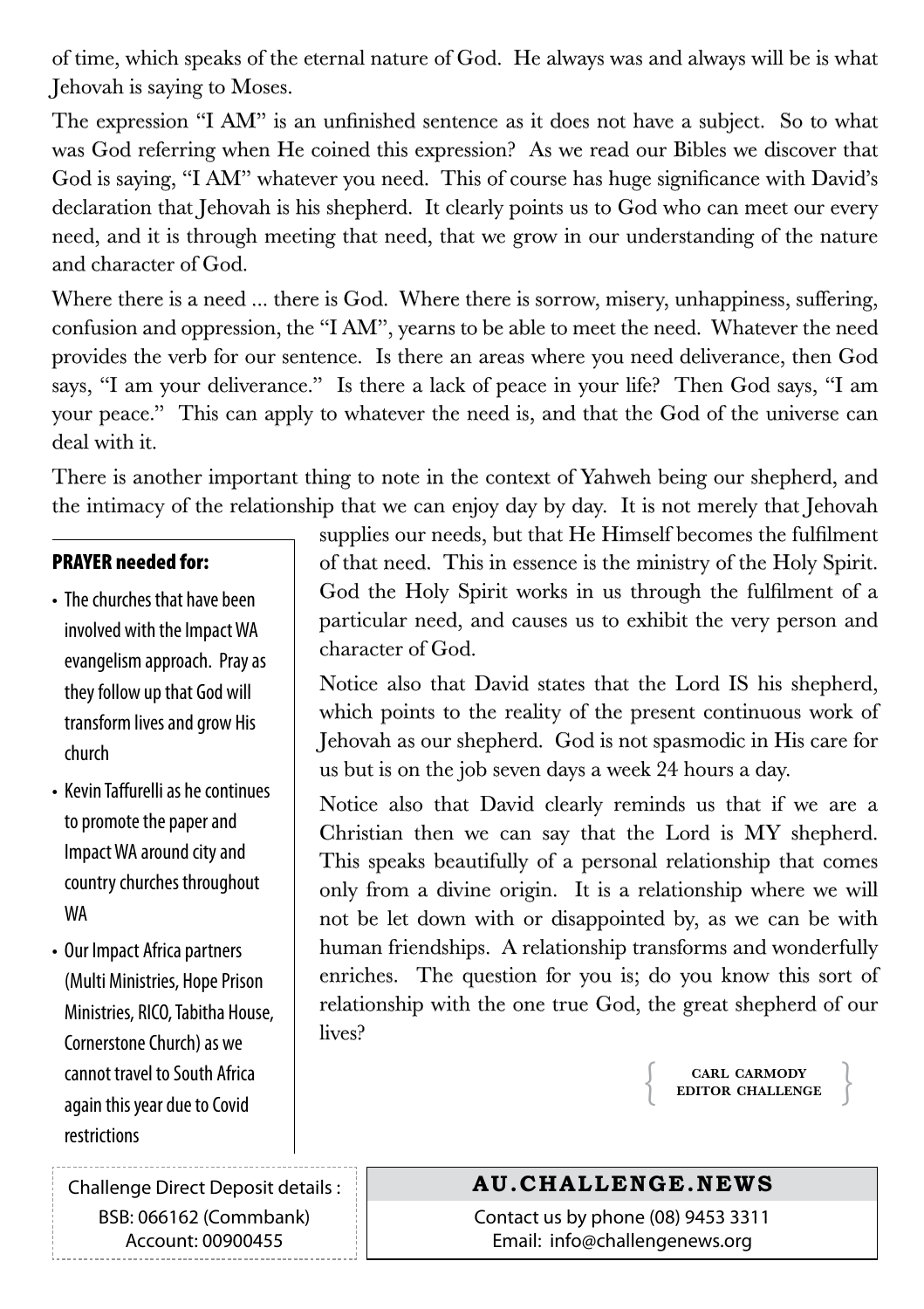of time, which speaks of the eternal nature of God. He always was and always will be is what Jehovah is saying to Moses.

The expression "I AM" is an unfinished sentence as it does not have a subject. So to what was God referring when He coined this expression? As we read our Bibles we discover that God is saying, "I AM" whatever you need. This of course has huge significance with David's declaration that Jehovah is his shepherd. It clearly points us to God who can meet our every need, and it is through meeting that need, that we grow in our understanding of the nature and character of God.

Where there is a need ... there is God. Where there is sorrow, misery, unhappiness, suffering, confusion and oppression, the "I AM", yearns to be able to meet the need. Whatever the need provides the verb for our sentence. Is there an areas where you need deliverance, then God says, "I am your deliverance." Is there a lack of peace in your life? Then God says, "I am your peace." This can apply to whatever the need is, and that the God of the universe can deal with it.

There is another important thing to note in the context of Yahweh being our shepherd, and the intimacy of the relationship that we can enjoy day by day. It is not merely that Jehovah supplies our needs, but that He Himself becomes the fulfilment of that need. This in essence is the ministry of the Holy Spirit. God the Holy Spirit works in us through the fulfilment of a particular need, and causes us to exhibit the very person and character of God.

Notice also that David states that the Lord IS his shepherd, which points to the reality of the present continuous work of Jehovah as our shepherd. God is not spasmodic in His care for us but is on the job seven days a week 24 hours a day.

Notice also that David clearly reminds us that if we are a Christian then we can say that the Lord is MY shepherd. This speaks beautifully of a personal relationship that comes only from a divine origin. It is a relationship where we will not be let down with or disappointed by, as we can be with human friendships. A relationship transforms and wonderfully enriches. The question for you is; do you know this sort of relationship with the one true God, the great shepherd of our lives?

CARL CARMODY
EDITOR CHALLENGE

**PRAYER needed for:**

- The churches that have been involved with the Impact WA evangelism approach. Pray as they follow up that God will transform lives and grow His church
- Kevin Taffurelli as he continues to promote the paper and Impact WA around city and country churches throughout WA
- Our Impact Africa partners (Multi Ministries, Hope Prison Ministries, RICO, Tabitha House, Cornerstone Church) as we cannot travel to South Africa again this year due to Covid restrictions

Challenge Direct Deposit details :
BSB: 066162 (Commbank)
Account: 00900455

**AU.CHALLENGE.NEWS**

Contact us by phone (08) 9453 3311
Email: info@challengenews.org